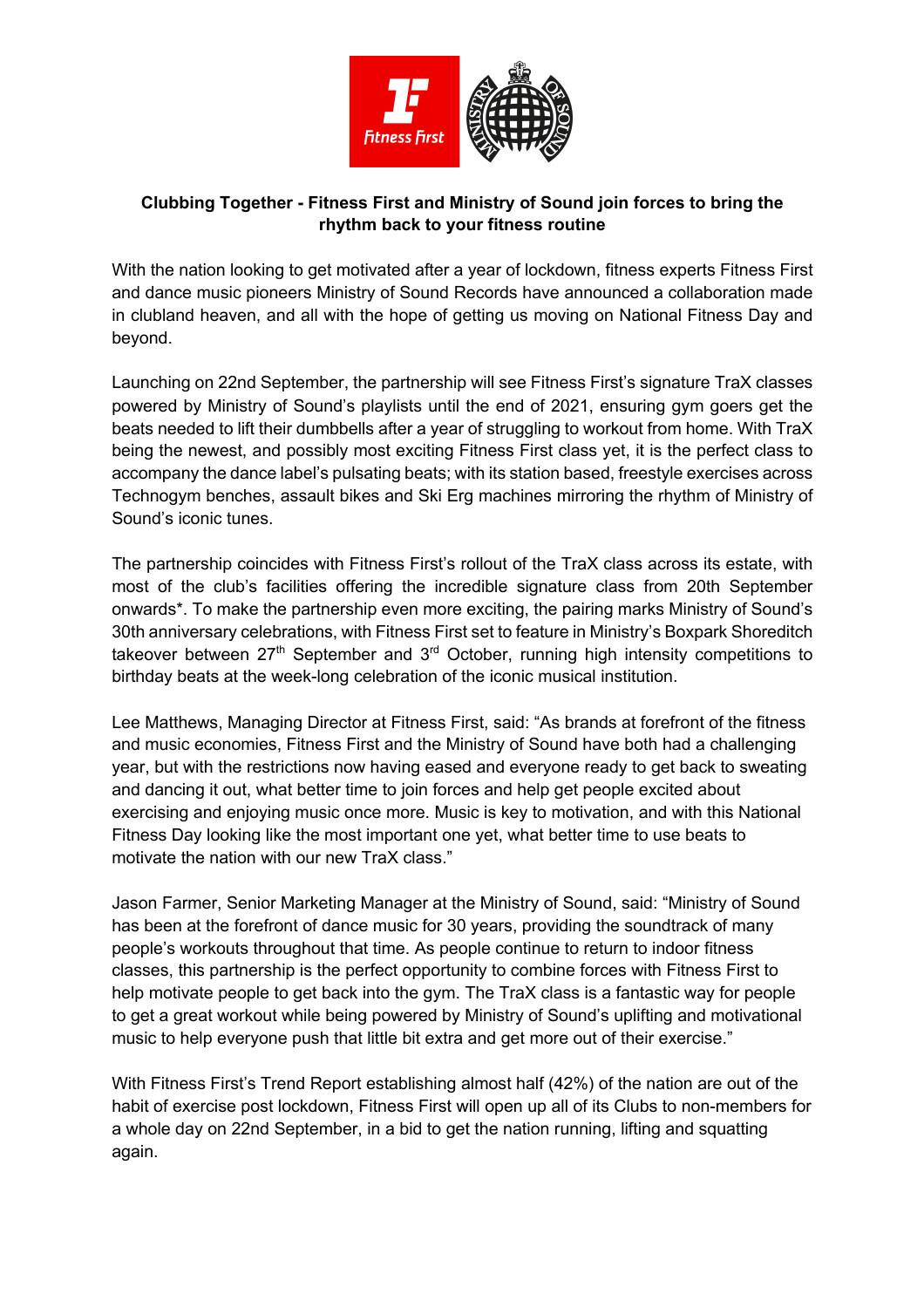**Clubbing Together - Fitness First and Ministry of Sound join forces to bring the rhythm back to your fitness routine**

With the nation looking to get motivated after a year of lockdown, fitness experts Fitness First and dance music pioneers Ministry of Sound Records have announced a collaboration made in clubland heaven, and all with the hope of getting us moving on National Fitness Day and beyond.

Launching on 22nd September, the partnership will see Fitness First's signature TraX classes powered by Ministry of Sound's playlists until the end of 2021, ensuring gym goers get the beats needed to lift their dumbbells after a year of struggling to workout from home. With TraX being the newest, and possibly most exciting Fitness First class yet, it is the perfect class to accompany the dance label's pulsating beats; with its station based, freestyle exercises across Technogym benches, assault bikes and Ski Erg machines mirroring the rhythm of Ministry of Sound's iconic tunes.

The partnership coincides with Fitness First's rollout of the TraX class across its estate, with most of the club's facilities offering the incredible signature class from 20th September onwards*. To make the partnership even more exciting, the pairing marks Ministry of Sound's 30th anniversary celebrations, with Fitness First set to feature in Ministry's Boxpark Shoreditch takeover between 27th September and 3rd October, running high intensity competitions to birthday beats at the week-long celebration of the iconic musical institution.

Lee Matthews, Managing Director at Fitness First, said: "As brands at forefront of the fitness and music economies, Fitness First and the Ministry of Sound have both had a challenging year, but with the restrictions now having eased and everyone ready to get back to sweating and dancing it out, what better time to join forces and help get people excited about exercising and enjoying music once more. Music is key to motivation, and with this National Fitness Day looking like the most important one yet, what better time to use beats to motivate the nation with our new TraX class."

Jason Farmer, Senior Marketing Manager at the Ministry of Sound, said: "Ministry of Sound has been at the forefront of dance music for 30 years, providing the soundtrack of many people's workouts throughout that time. As people continue to return to indoor fitness classes, this partnership is the perfect opportunity to combine forces with Fitness First to help motivate people to get back into the gym. The TraX class is a fantastic way for people to get a great workout while being powered by Ministry of Sound's uplifting and motivational music to help everyone push that little bit extra and get more out of their exercise."

With Fitness First's Trend Report establishing almost half (42%) of the nation are out of the habit of exercise post lockdown, Fitness First will open up all of its Clubs to non-members for a whole day on 22nd September, in a bid to get the nation running, lifting and squatting again.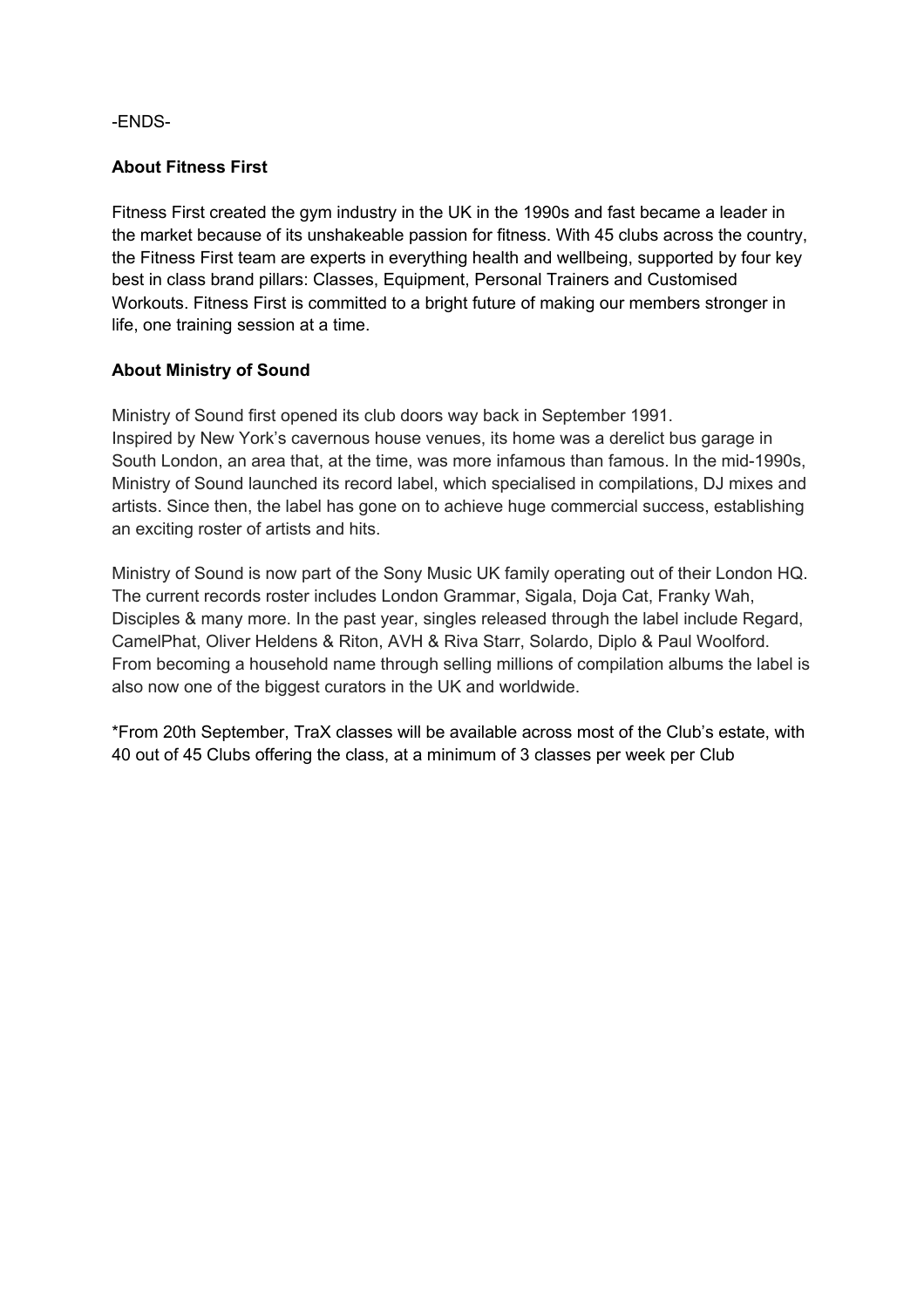-ENDS-

**About Fitness First**

Fitness First created the gym industry in the UK in the 1990s and fast became a leader in the market because of its unshakeable passion for fitness. With 45 clubs across the country, the Fitness First team are experts in everything health and wellbeing, supported by four key best in class brand pillars: Classes, Equipment, Personal Trainers and Customised Workouts. Fitness First is committed to a bright future of making our members stronger in life, one training session at a time.

**About Ministry of Sound**

Ministry of Sound first opened its club doors way back in September 1991.
Inspired by New York's cavernous house venues, its home was a derelict bus garage in South London, an area that, at the time, was more infamous than famous. In the mid-1990s, Ministry of Sound launched its record label, which specialised in compilations, DJ mixes and artists. Since then, the label has gone on to achieve huge commercial success, establishing an exciting roster of artists and hits.

Ministry of Sound is now part of the Sony Music UK family operating out of their London HQ. The current records roster includes London Grammar, Sigala, Doja Cat, Franky Wah, Disciples & many more. In the past year, singles released through the label include Regard, CamelPhat, Oliver Heldens & Riton, AVH & Riva Starr, Solardo, Diplo & Paul Woolford. From becoming a household name through selling millions of compilation albums the label is also now one of the biggest curators in the UK and worldwide.

*From 20th September, TraX classes will be available across most of the Club's estate, with 40 out of 45 Clubs offering the class, at a minimum of 3 classes per week per Club